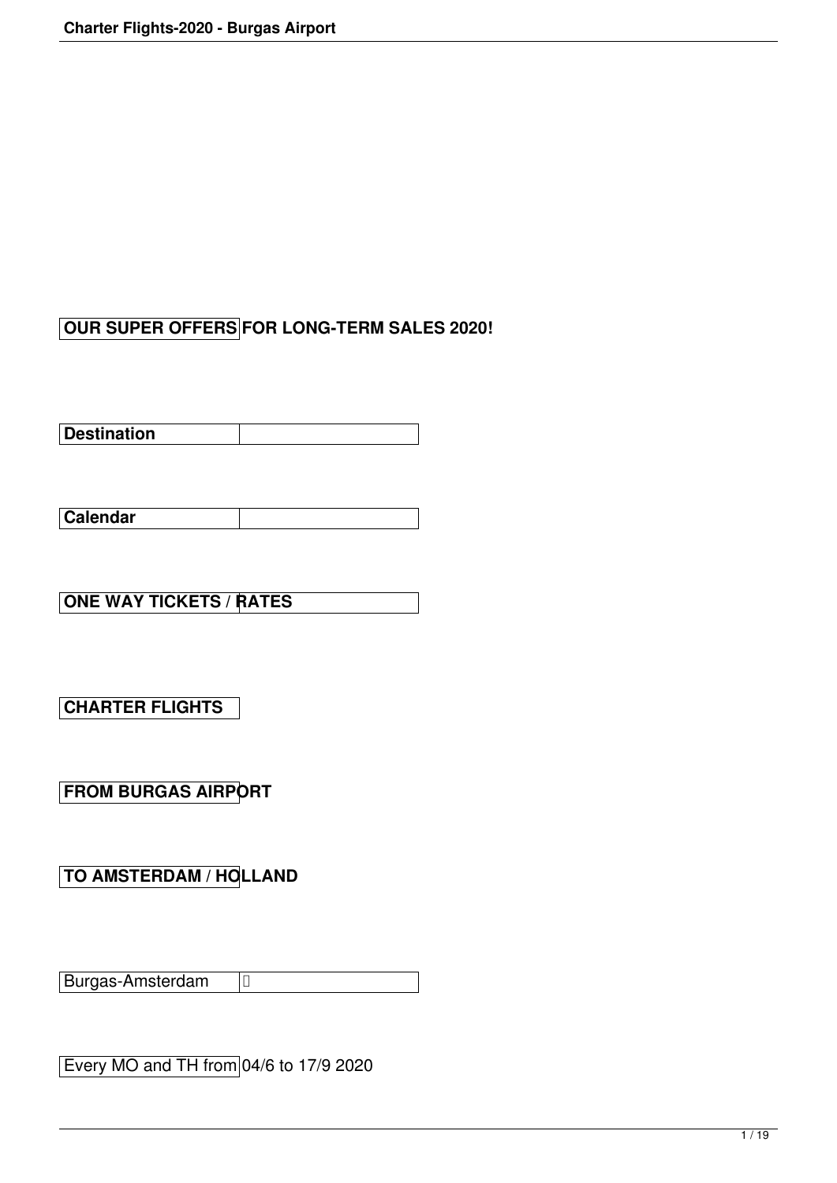**OUR SUPER OFFERS FOR LONG-TERM SALES 2020!**

| | |
|---|---|
| **Destination** | |

| | |
|---|---|
| **Calendar** | |

**ONE WAY TICKETS / RATES**

**CHARTER FLIGHTS**

**FROM BURGAS AIRPORT**

**TO AMSTERDAM / HOLLAND**

| | |
|---|---|
| Burgas-Amsterdam | |

Every MO and TH from 04/6 to 17/9 2020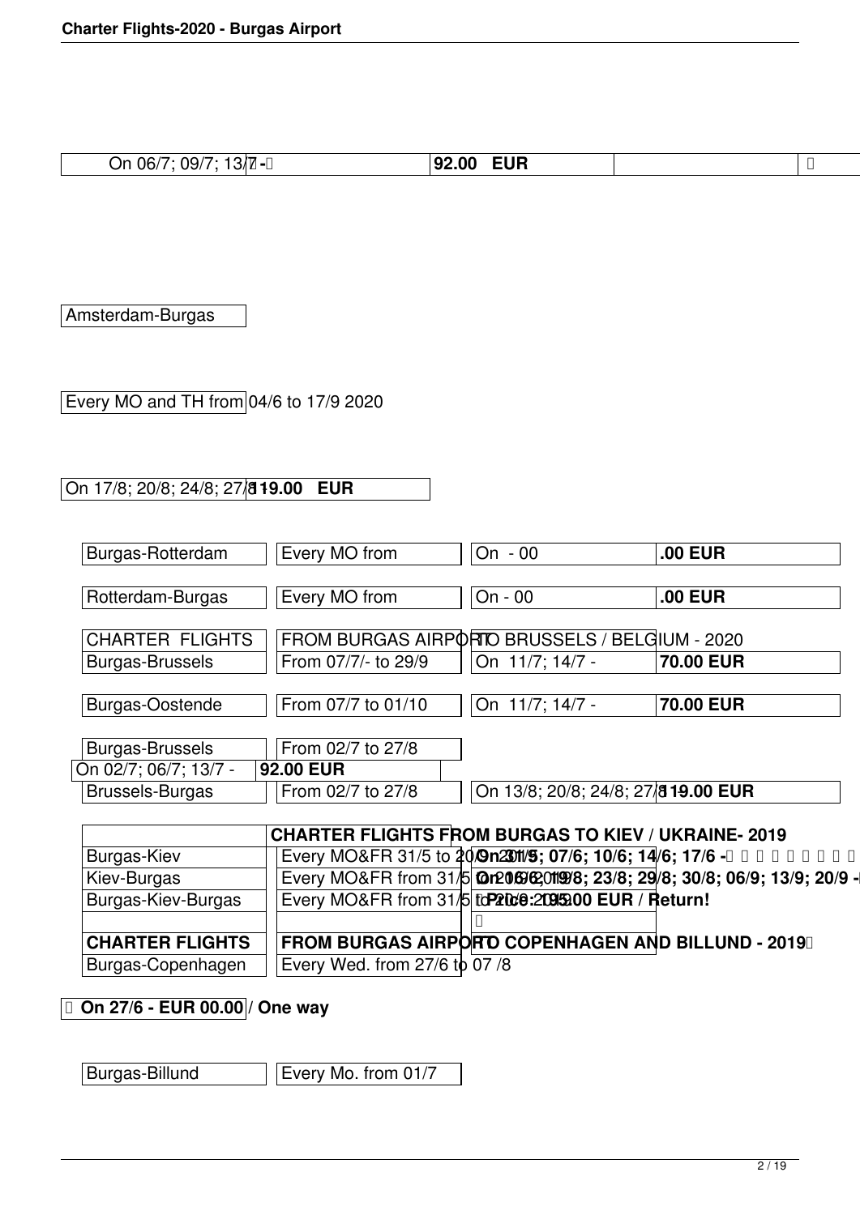| | | | |
|---|---|---|---|
| On 06/7; 09/7; 13/7 - | **92.00 EUR** | | |

Amsterdam-Burgas

Every MO and TH from 04/6 to 17/9 2020

| | |
|---|---|
| On 17/8; 20/8; 24/8; 27/8 | **119.00 EUR** |

| | | | |
|---|---|---|---|
| Burgas-Rotterdam | Every MO from | On - 00 | **.00 EUR** |
| Rotterdam-Burgas | Every MO from | On - 00 | **.00 EUR** |
| CHARTER FLIGHTS | FROM BURGAS AIRPORT TO BRUSSELS / BELGIUM - 2020 | | |
| Burgas-Brussels | From 07/7/- to 29/9 | On 11/7; 14/7 - | **70.00 EUR** |
| Burgas-Oostende | From 07/7 to 01/10 | On 11/7; 14/7 - | **70.00 EUR** |
| Burgas-Brussels | From 02/7 to 27/8 | | |
| On 02/7; 06/7; 13/7 - | **92.00 EUR** | | |
| Brussels-Burgas | From 02/7 to 27/8 | On 13/8; 20/8; 24/8; 27/8 | **119.00 EUR** |

| | | | |
|---|---|---|---|
| | **CHARTER FLIGHTS FROM BURGAS TO KIEV / UKRAINE- 2019** | | |
| Burgas-Kiev | Every MO&FR 31/5 to 20/9 | **On 31/5; 07/6; 10/6; 14/6; 17/6 -** | |
| Kiev-Burgas | Every MO&FR from 31/5 to 20/9 | **On 16/8; 19/8; 23/8; 29/8; 30/8; 06/9; 13/9; 20/9 -** | |
| Burgas-Kiev-Burgas | Every MO&FR from 31/5 to 20/9 | **Price: 195.00 EUR / Return!** | |
| | | | |
| **CHARTER FLIGHTS** | **FROM BURGAS AIRPORT TO COPENHAGEN AND BILLUND - 2019** | | |
| Burgas-Copenhagen | Every Wed. from 27/6 to 07 /8 | | |

**On 27/6 - EUR 00.00 / One way**

| | |
|---|---|
| Burgas-Billund | Every Mo. from 01/7 |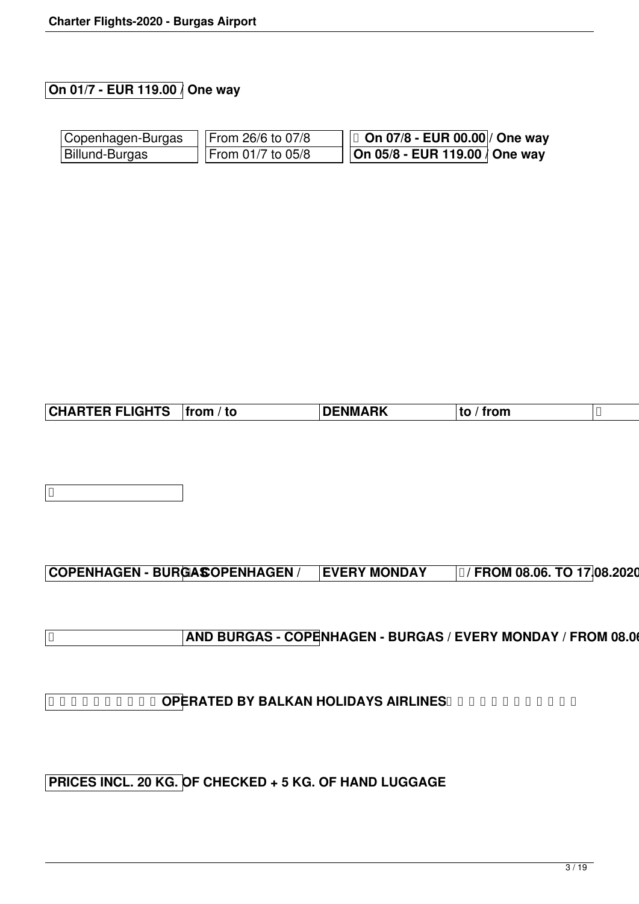**On 01/7 - EUR 119.00 / One way**

| | | |
|---|---|---|
| Copenhagen-Burgas | From 26/6 to 07/8 |  **On 07/8 - EUR 00.00 / One way** |
| Billund-Burgas | From 01/7 to 05/8 | **On 05/8 - EUR 119.00 / One way** |

| | | | | |
|---|---|---|---|---|
| **CHARTER FLIGHTS** | **from / to** | **DENMARK** | **to / from** |  |



**COPENHAGEN - BURGAS - COPENHAGEN / EVERY MONDAY / FROM 08.06. TO 17.08.2020**

 **AND BURGAS - COPENHAGEN - BURGAS / EVERY MONDAY / FROM 08.06**

 **OPERATED BY BALKAN HOLIDAYS AIRLINES** 

**PRICES INCL. 20 KG. OF CHECKED + 5 KG. OF HAND LUGGAGE**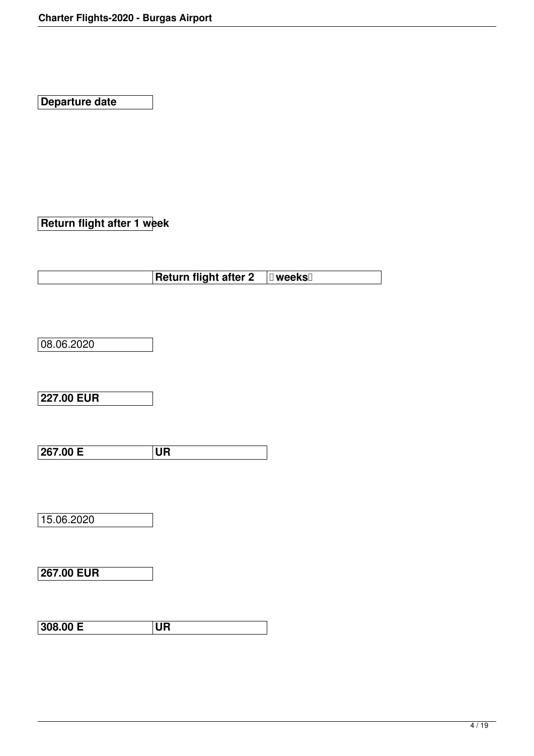| Departure date | Return flight after 1 week | Return flight after 2 weeks |
| --- | --- | --- |
| 08.06.2020 | **227.00 EUR** | **267.00 EUR** |
| 15.06.2020 | **267.00 EUR** | **308.00 EUR** |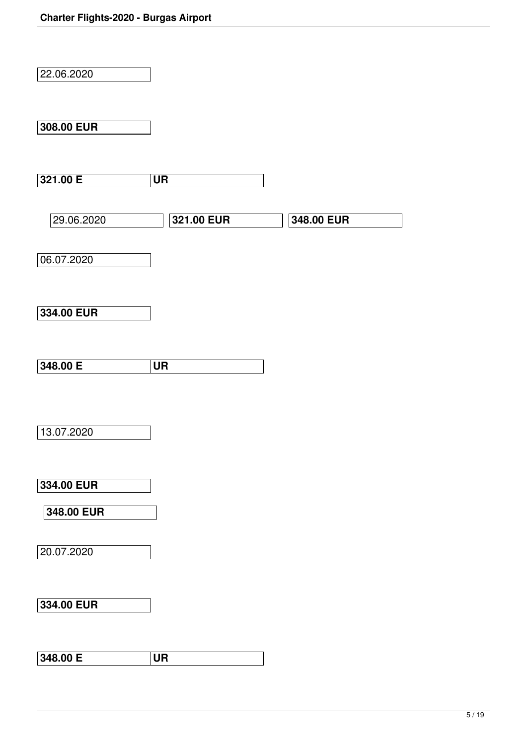22.06.2020

**308.00 EUR**

| | |
|---|---|
| **321.00 E** | **UR** |

| | | |
|---|---|---|
| 29.06.2020 | **321.00 EUR** | **348.00 EUR** |

06.07.2020

**334.00 EUR**

| | |
|---|---|
| **348.00 E** | **UR** |

13.07.2020

**334.00 EUR**

**348.00 EUR**

20.07.2020

**334.00 EUR**

| | |
|---|---|
| **348.00 E** | **UR** |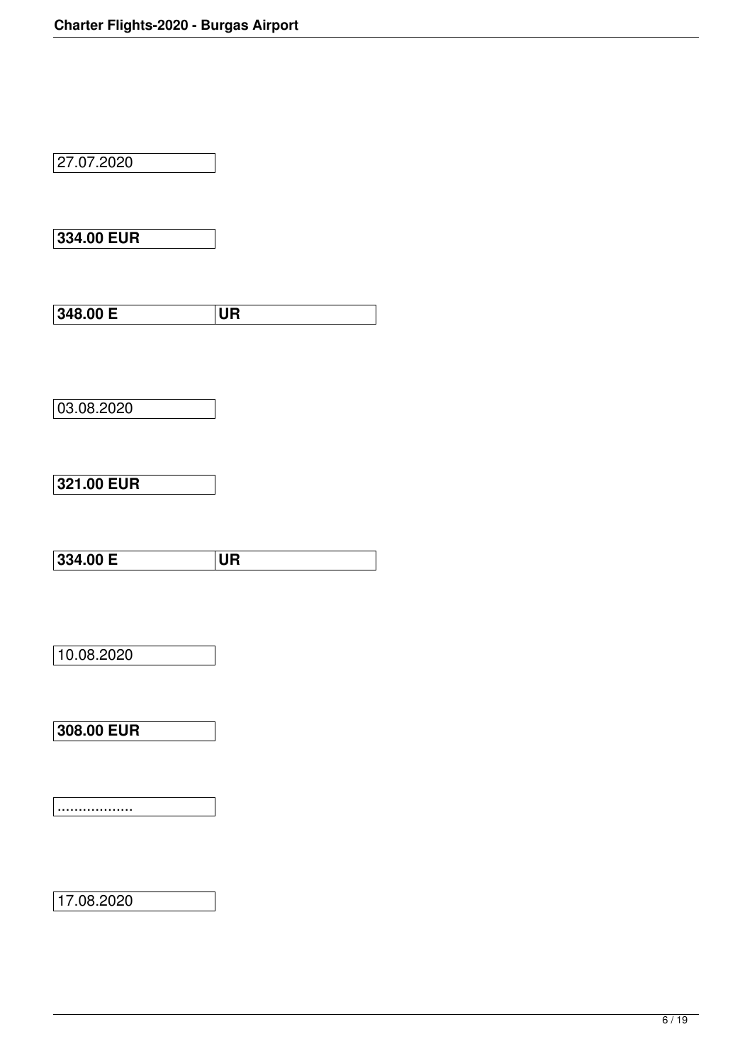| | |
|---|---|
| 27.07.2020 | |

| | |
|---|---|
| **334.00 EUR** | |

| | |
|---|---|
| **348.00 E** | **UR** |

| | |
|---|---|
| 03.08.2020 | |

| | |
|---|---|
| **321.00 EUR** | |

| | |
|---|---|
| **334.00 E** | **UR** |

| | |
|---|---|
| 10.08.2020 | |

| | |
|---|---|
| **308.00 EUR** | |

| | |
|---|---|
| .................. | |

| | |
|---|---|
| 17.08.2020 | |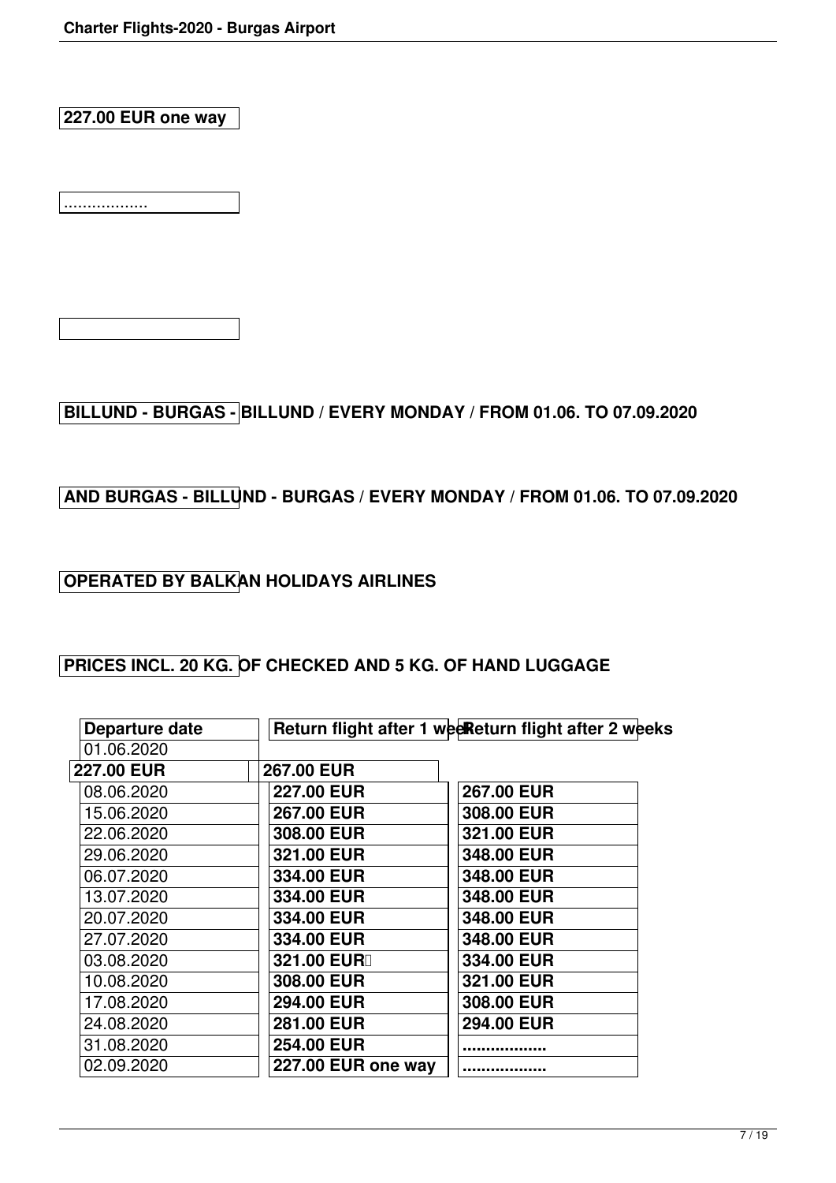**227.00 EUR one way**

..................

**BILLUND - BURGAS - BILLUND / EVERY MONDAY / FROM 01.06. TO 07.09.2020**

**AND BURGAS - BILLUND - BURGAS / EVERY MONDAY / FROM 01.06. TO 07.09.2020**

**OPERATED BY BALKAN HOLIDAYS AIRLINES**

**PRICES INCL. 20 KG. OF CHECKED AND 5 KG. OF HAND LUGGAGE**

| Departure date | Return flight after 1 week | Return flight after 2 weeks |
| --- | --- | --- |
| 01.06.2020 | | |
| **227.00 EUR** | **267.00 EUR** | |
| 08.06.2020 | **227.00 EUR** | **267.00 EUR** |
| 15.06.2020 | **267.00 EUR** | **308.00 EUR** |
| 22.06.2020 | **308.00 EUR** | **321.00 EUR** |
| 29.06.2020 | **321.00 EUR** | **348.00 EUR** |
| 06.07.2020 | **334.00 EUR** | **348.00 EUR** |
| 13.07.2020 | **334.00 EUR** | **348.00 EUR** |
| 20.07.2020 | **334.00 EUR** | **348.00 EUR** |
| 27.07.2020 | **334.00 EUR** | **348.00 EUR** |
| 03.08.2020 | **321.00 EUR** | **334.00 EUR** |
| 10.08.2020 | **308.00 EUR** | **321.00 EUR** |
| 17.08.2020 | **294.00 EUR** | **308.00 EUR** |
| 24.08.2020 | **281.00 EUR** | **294.00 EUR** |
| 31.08.2020 | **254.00 EUR** | **..................** |
| 02.09.2020 | **227.00 EUR one way** | **..................** |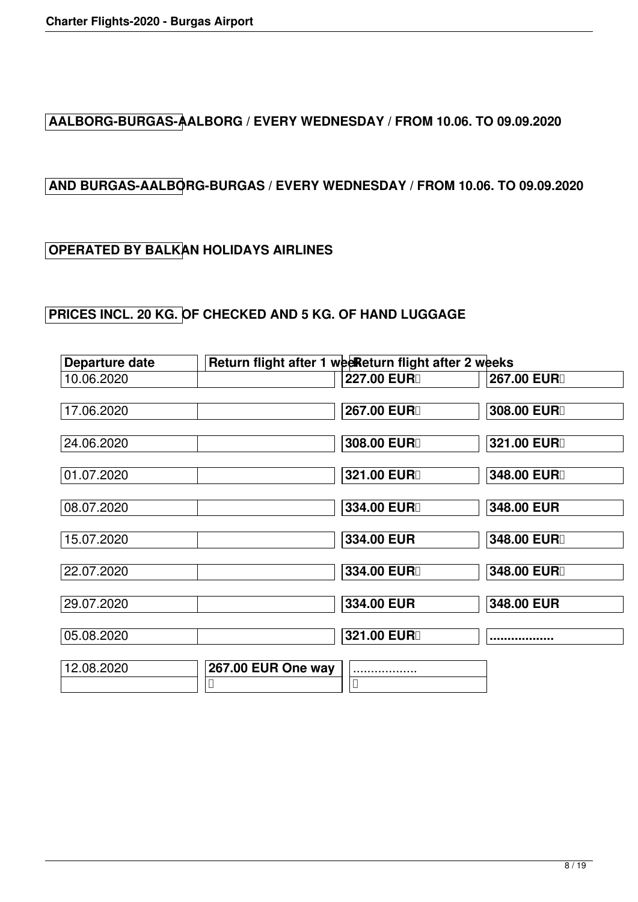**AALBORG-BURGAS-AALBORG / EVERY WEDNESDAY / FROM 10.06. TO 09.09.2020**

**AND BURGAS-AALBORG-BURGAS / EVERY WEDNESDAY / FROM 10.06. TO 09.09.2020**

**OPERATED BY BALKAN HOLIDAYS AIRLINES**

**PRICES INCL. 20 KG. OF CHECKED AND 5 KG. OF HAND LUGGAGE**

| Departure date | Return flight after 1 week | Return flight after 2 weeks | |
|---|---|---|---|
| 10.06.2020 | | **227.00 EUR** | **267.00 EUR** |
| 17.06.2020 | | **267.00 EUR** | **308.00 EUR** |
| 24.06.2020 | | **308.00 EUR** | **321.00 EUR** |
| 01.07.2020 | | **321.00 EUR** | **348.00 EUR** |
| 08.07.2020 | | **334.00 EUR** | **348.00 EUR** |
| 15.07.2020 | | **334.00 EUR** | **348.00 EUR** |
| 22.07.2020 | | **334.00 EUR** | **348.00 EUR** |
| 29.07.2020 | | **334.00 EUR** | **348.00 EUR** |
| 05.08.2020 | | **321.00 EUR** | **..................** |
| 12.08.2020 | **267.00 EUR One way** | .................. | |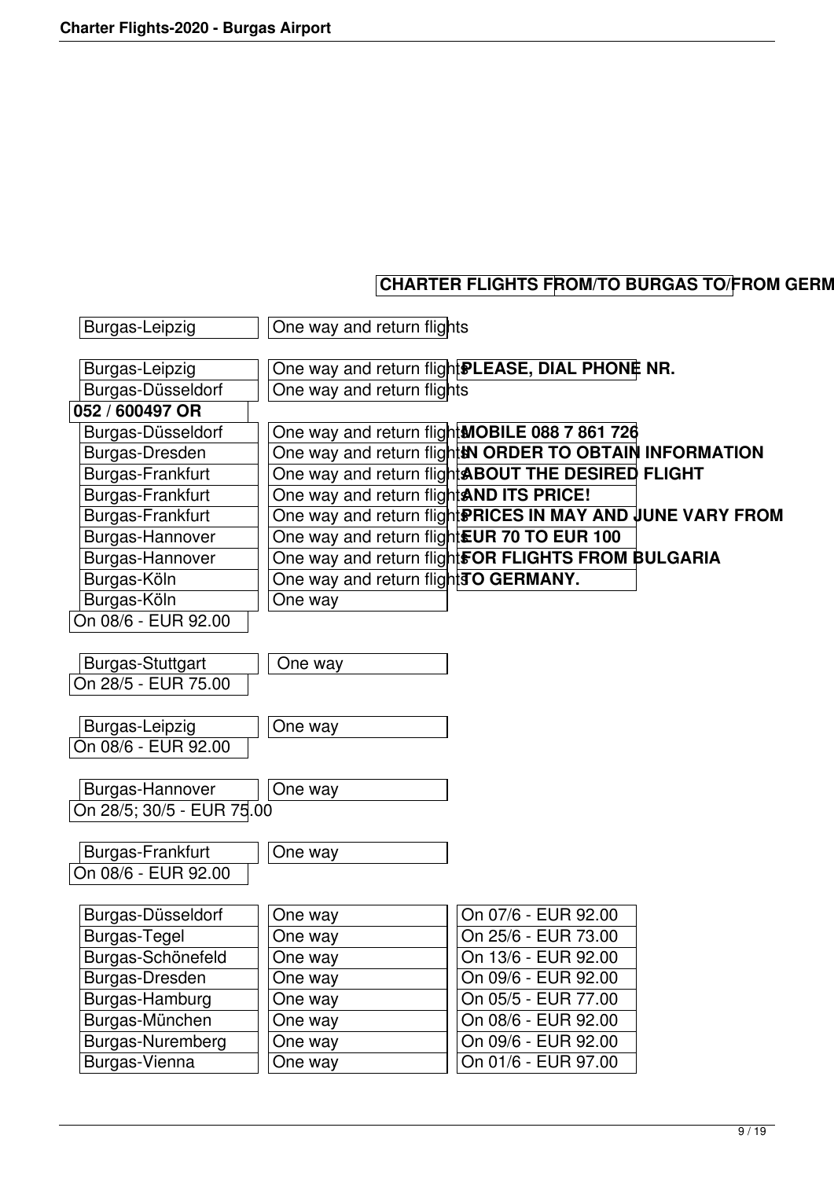**CHARTER FLIGHTS FROM/TO BURGAS TO/FROM GERM**

| | | |
|---|---|---|
| Burgas-Leipzig | One way and return flights | |
| Burgas-Leipzig | One way and return flights | **PLEASE, DIAL PHONE NR.** |
| Burgas-Düsseldorf | One way and return flights | **052 / 600497 OR** |
| Burgas-Düsseldorf | One way and return flights | **MOBILE 088 7 861 726** |
| Burgas-Dresden | One way and return flights | **IN ORDER TO OBTAIN INFORMATION** |
| Burgas-Frankfurt | One way and return flights | **ABOUT THE DESIRED FLIGHT** |
| Burgas-Frankfurt | One way and return flights | **AND ITS PRICE!** |
| Burgas-Frankfurt | One way and return flights | **PRICES IN MAY AND JUNE VARY FROM** |
| Burgas-Hannover | One way and return flights | **EUR 70 TO EUR 100** |
| Burgas-Hannover | One way and return flights | **FOR FLIGHTS FROM BULGARIA** |
| Burgas-Köln | One way and return flights | **TO GERMANY.** |
| Burgas-Köln | One way | On 08/6 - EUR 92.00 |
| Burgas-Stuttgart | One way | On 28/5 - EUR 75.00 |
| Burgas-Leipzig | One way | On 08/6 - EUR 92.00 |
| Burgas-Hannover | One way | On 28/5; 30/5 - EUR 75.00 |
| Burgas-Frankfurt | One way | On 08/6 - EUR 92.00 |
| Burgas-Düsseldorf | One way | On 07/6 - EUR 92.00 |
| Burgas-Tegel | One way | On 25/6 - EUR 73.00 |
| Burgas-Schönefeld | One way | On 13/6 - EUR 92.00 |
| Burgas-Dresden | One way | On 09/6 - EUR 92.00 |
| Burgas-Hamburg | One way | On 05/5 - EUR 77.00 |
| Burgas-München | One way | On 08/6 - EUR 92.00 |
| Burgas-Nuremberg | One way | On 09/6 - EUR 92.00 |
| Burgas-Vienna | One way | On 01/6 - EUR 97.00 |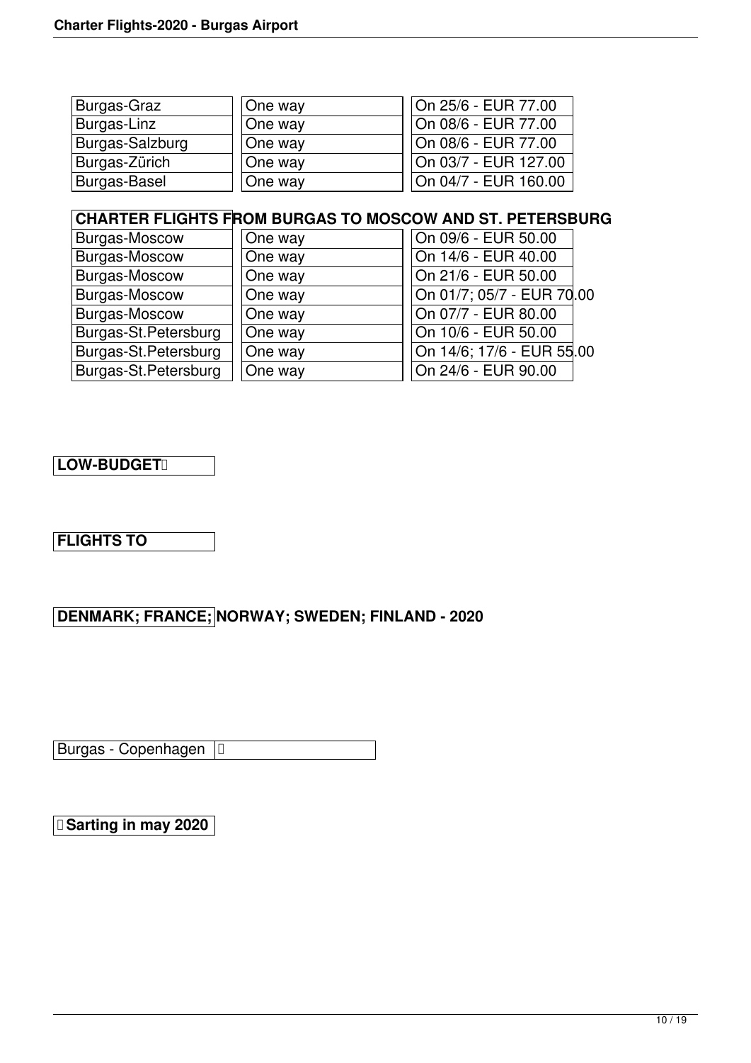| | | |
|---|---|---|
| Burgas-Graz | One way | On 25/6 - EUR 77.00 |
| Burgas-Linz | One way | On 08/6 - EUR 77.00 |
| Burgas-Salzburg | One way | On 08/6 - EUR 77.00 |
| Burgas-Zürich | One way | On 03/7 - EUR 127.00 |
| Burgas-Basel | One way | On 04/7 - EUR 160.00 |

**CHARTER FLIGHTS FROM BURGAS TO MOSCOW AND ST. PETERSBURG**

| | | |
|---|---|---|
| Burgas-Moscow | One way | On 09/6 - EUR 50.00 |
| Burgas-Moscow | One way | On 14/6 - EUR 40.00 |
| Burgas-Moscow | One way | On 21/6 - EUR 50.00 |
| Burgas-Moscow | One way | On 01/7; 05/7 - EUR 70.00 |
| Burgas-Moscow | One way | On 07/7 - EUR 80.00 |
| Burgas-St.Petersburg | One way | On 10/6 - EUR 50.00 |
| Burgas-St.Petersburg | One way | On 14/6; 17/6 - EUR 55.00 |
| Burgas-St.Petersburg | One way | On 24/6 - EUR 90.00 |

**LOW-BUDGET**

**FLIGHTS TO**

**DENMARK; FRANCE; NORWAY; SWEDEN; FINLAND - 2020**

Burgas - Copenhagen

**Sarting in may 2020**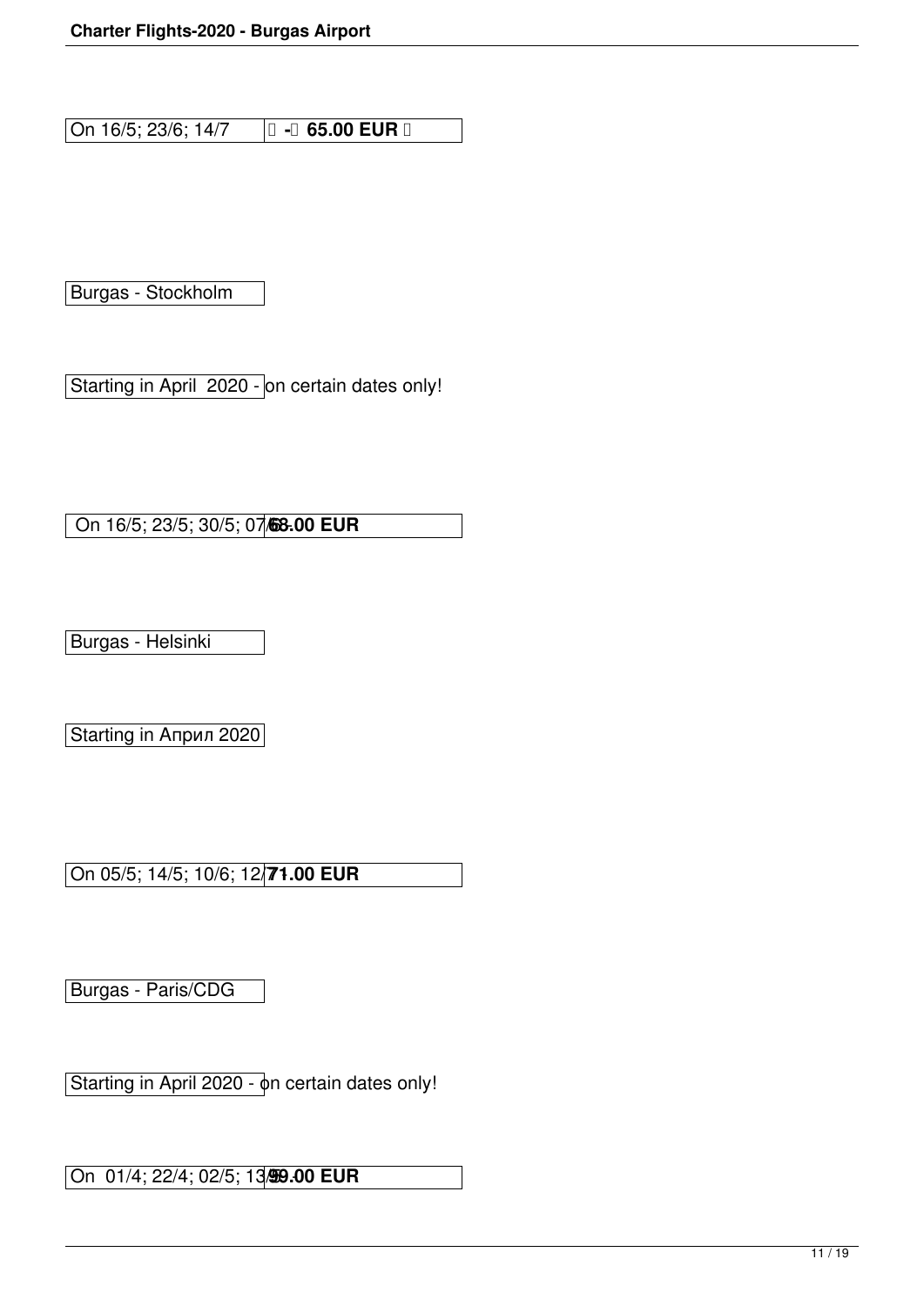| | |
|---|---|
| On 16/5; 23/6; 14/7 | - **65.00 EUR** |

| |
|---|
| Burgas - Stockholm |

| |
|---|
| Starting in April 2020 - on certain dates only! |

| | |
|---|---|
| On 16/5; 23/5; 30/5; 07/6 | **68.00 EUR** |

| |
|---|
| Burgas - Helsinki |

| |
|---|
| Starting in Април 2020 |

| | |
|---|---|
| On 05/5; 14/5; 10/6; 12/7 | **71.00 EUR** |

| |
|---|
| Burgas - Paris/CDG |

| |
|---|
| Starting in April 2020 - on certain dates only! |

| | |
|---|---|
| On 01/4; 22/4; 02/5; 13/5 | **99.00 EUR** |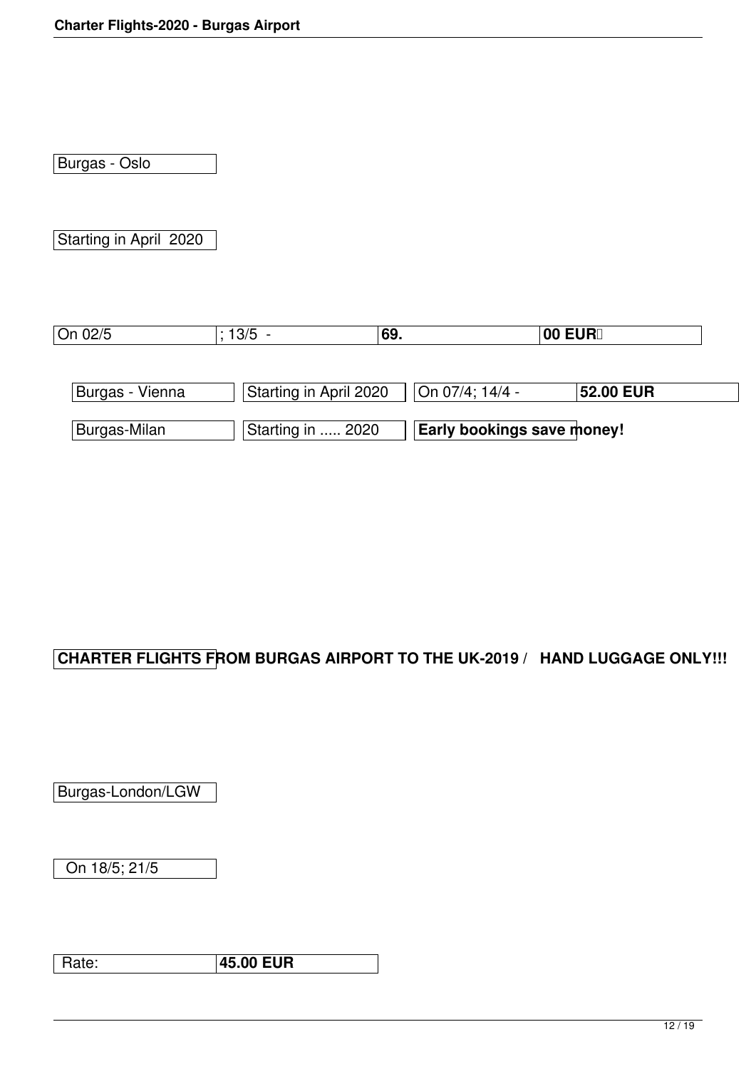| | | | |
|---|---|---|---|
| Burgas - Oslo | | | |
| Starting in April 2020 | | | |
| On 02/5 | ; 13/5 - | **69.** | **00 EUR** |

| | | | |
|---|---|---|---|
| Burgas - Vienna | Starting in April 2020 | On 07/4; 14/4 - | **52.00 EUR** |
| Burgas-Milan | Starting in ..... 2020 | **Early bookings save money!** | |

**CHARTER FLIGHTS FROM BURGAS AIRPORT TO THE UK-2019 / HAND LUGGAGE ONLY!!!**

| | |
|---|---|
| Burgas-London/LGW | |
| On 18/5; 21/5 | |
| Rate: | **45.00 EUR** |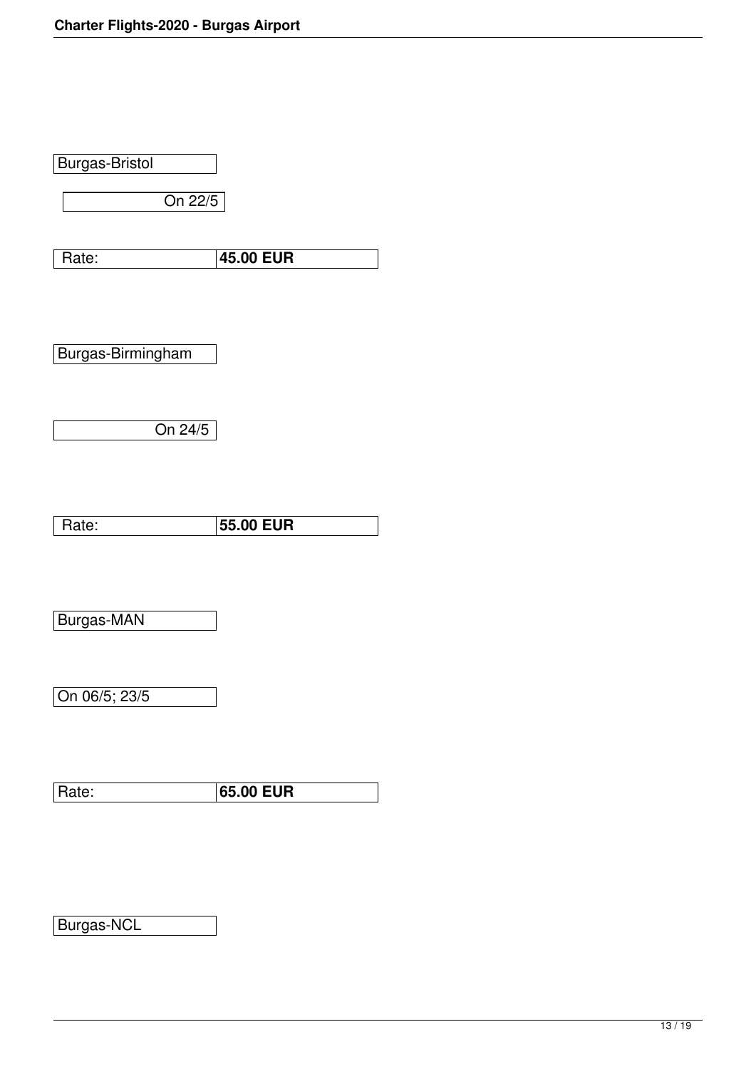Burgas-Bristol

On 22/5

| | |
|---|---|
| Rate: | **45.00 EUR** |

Burgas-Birmingham

On 24/5

| | |
|---|---|
| Rate: | **55.00 EUR** |

Burgas-MAN

On 06/5; 23/5

| | |
|---|---|
| Rate: | **65.00 EUR** |

Burgas-NCL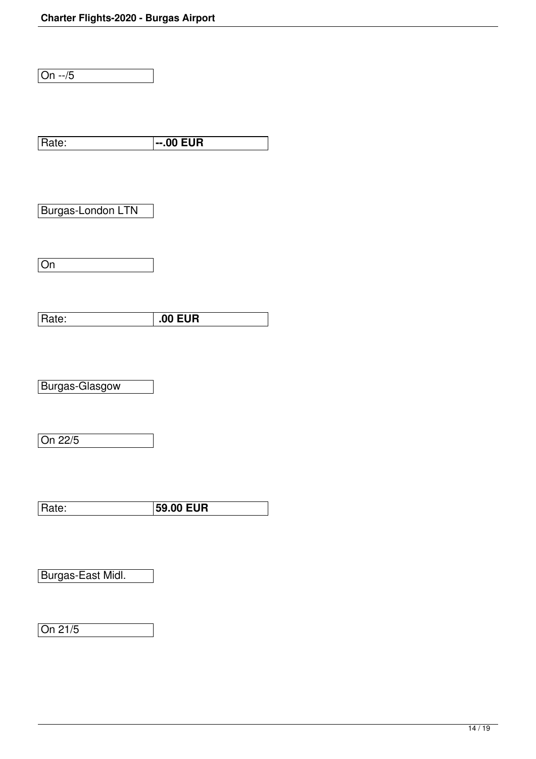| |
|---|
| On --/5 |

| | |
|---|---|
| Rate: | **--.00 EUR** |

| |
|---|
| Burgas-London LTN |

| |
|---|
| On |

| | |
|---|---|
| Rate: | **.00 EUR** |

| |
|---|
| Burgas-Glasgow |

| |
|---|
| On 22/5 |

| | |
|---|---|
| Rate: | **59.00 EUR** |

| |
|---|
| Burgas-East Midl. |

| |
|---|
| On 21/5 |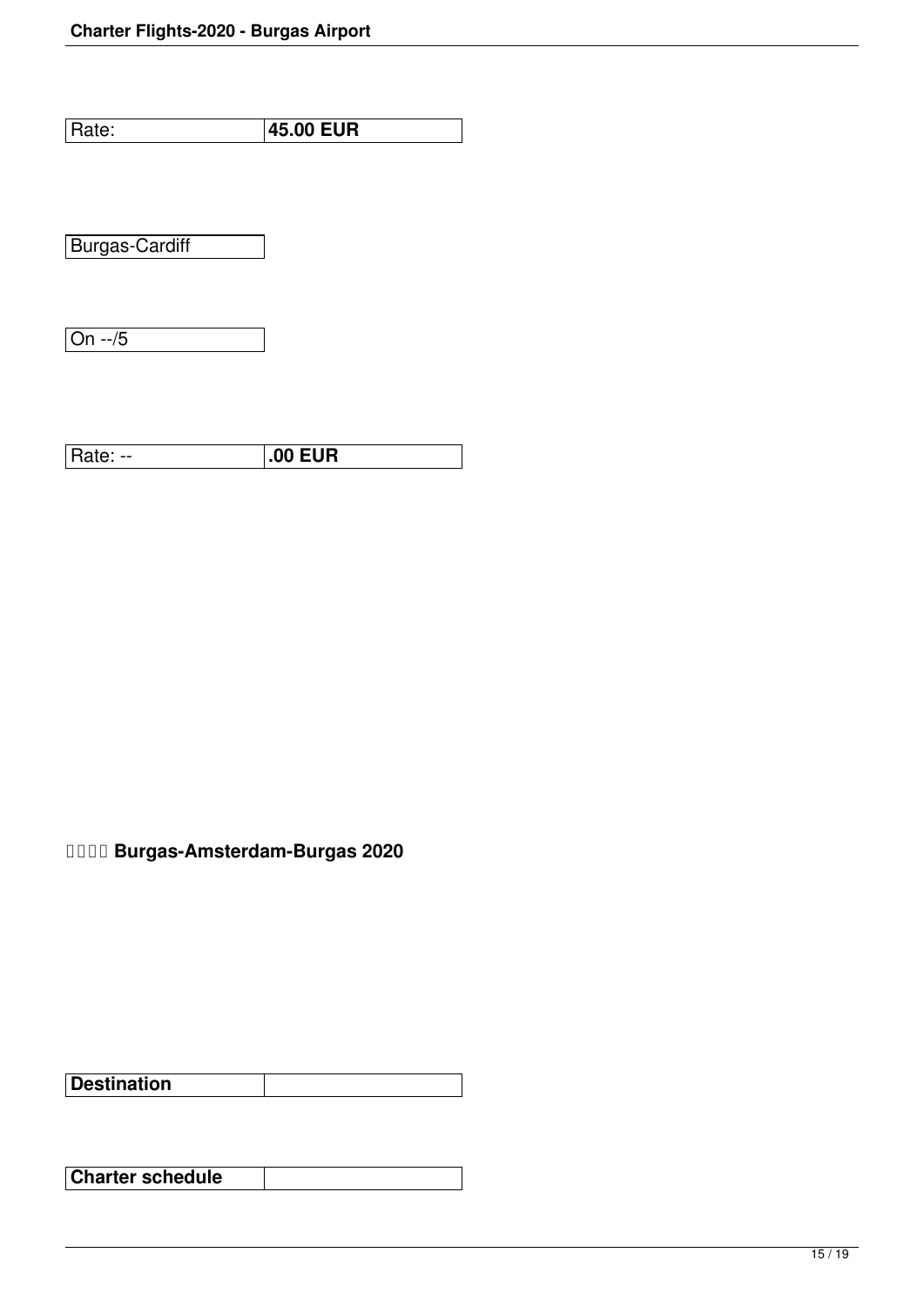| | |
|---|---|
| Rate: | **45.00 EUR** |

| |
|---|
| Burgas-Cardiff |

| |
|---|
| On --/5 |

| | |
|---|---|
| Rate: -- | **.00 EUR** |

**Burgas-Amsterdam-Burgas 2020**

| | |
|---|---|
| **Destination** | |

| | |
|---|---|
| **Charter schedule** | |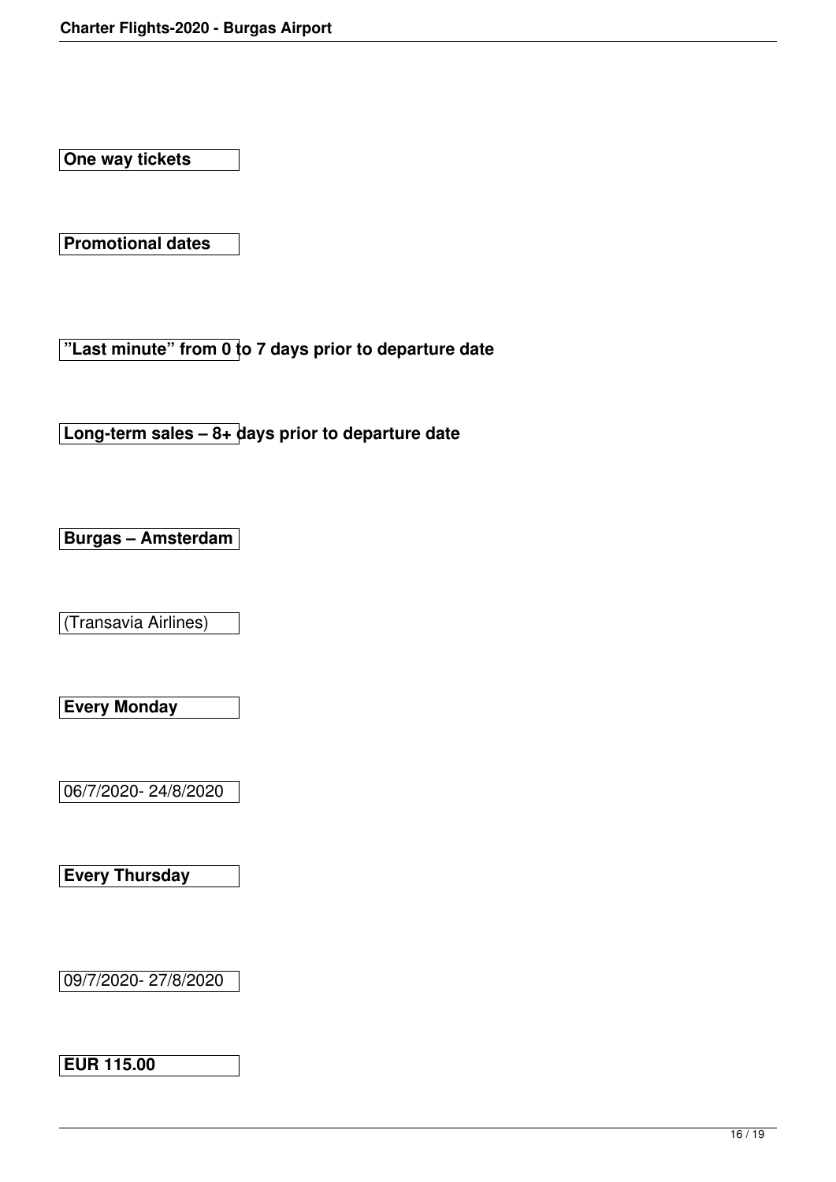**One way tickets**

**Promotional dates**

**"Last minute" from 0 to 7 days prior to departure date**

**Long-term sales – 8+ days prior to departure date**

**Burgas – Amsterdam**

(Transavia Airlines)

**Every Monday**

06/7/2020- 24/8/2020

**Every Thursday**

09/7/2020- 27/8/2020

**EUR 115.00**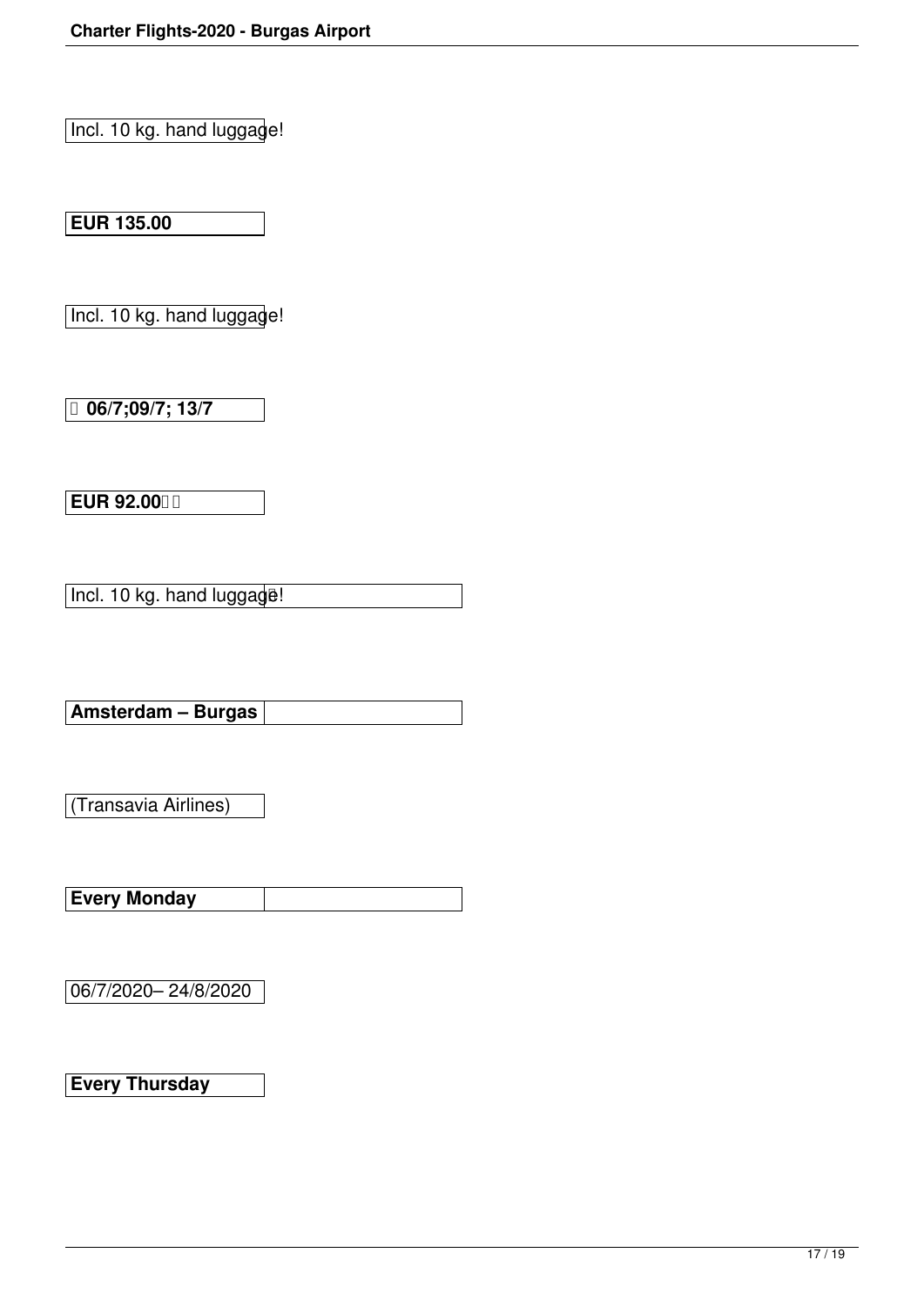Incl. 10 kg. hand luggage!

**EUR 135.00**

Incl. 10 kg. hand luggage!

**06/7;09/7; 13/7**

**EUR 92.00**

Incl. 10 kg. hand luggage!

| | |
|---|---|
| **Amsterdam – Burgas** | |

(Transavia Airlines)

| | |
|---|---|
| **Every Monday** | |

06/7/2020– 24/8/2020

**Every Thursday**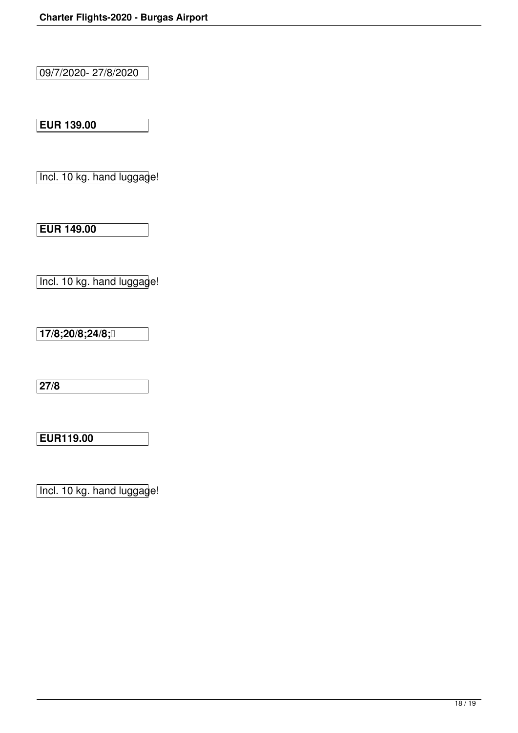09/7/2020- 27/8/2020

**EUR 139.00**

Incl. 10 kg. hand luggage!

**EUR 149.00**

Incl. 10 kg. hand luggage!

**17/8;20/8;24/8;**

**27/8**

**EUR119.00**

Incl. 10 kg. hand luggage!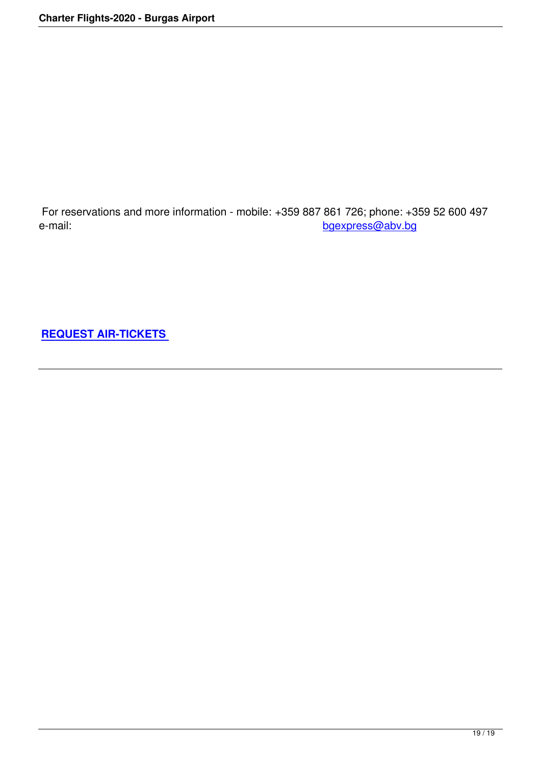For reservations and more information - mobile: +359 887 861 726; phone: +359 52 600 497
e-mail: bgexpress@abv.bg

**REQUEST AIR-TICKETS**